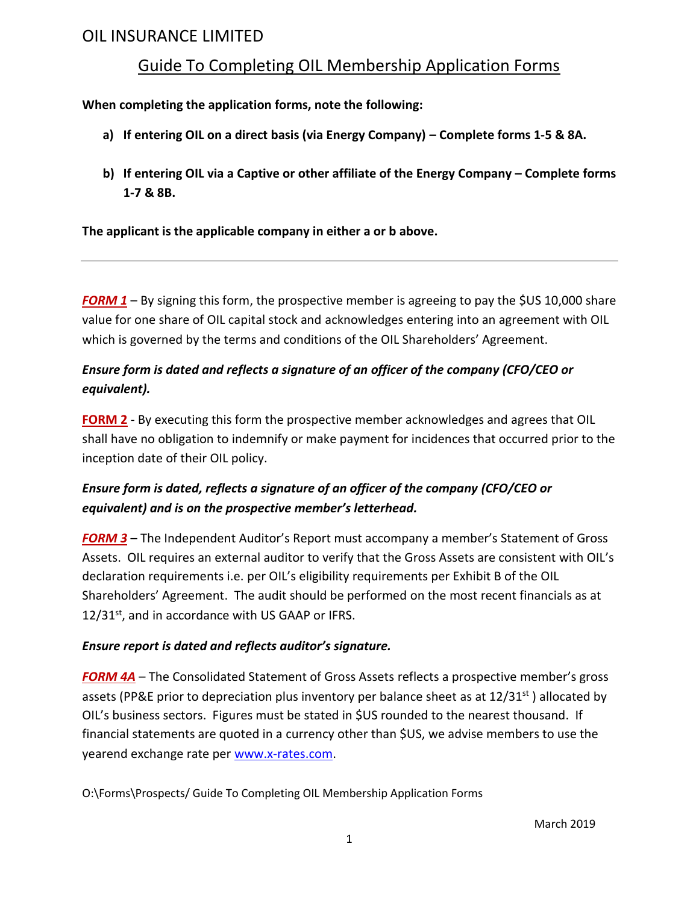# OIL INSURANCE LIMITED

## Guide To Completing OIL Membership Application Forms

**When completing the application forms, note the following:**

**a) If entering OIL on a direct basis (via Energy Company) – Complete forms 1-5 & 8A.**

**b) If entering OIL via a Captive or other affiliate of the Energy Company – Complete forms 1-7 & 8B.**

**The applicant is the applicable company in either a or b above.**

---

***FORM 1*** – By signing this form, the prospective member is agreeing to pay the $US 10,000 share value for one share of OIL capital stock and acknowledges entering into an agreement with OIL which is governed by the terms and conditions of the OIL Shareholders' Agreement.

***Ensure form is dated and reflects a signature of an officer of the company (CFO/CEO or equivalent).***

**FORM 2** - By executing this form the prospective member acknowledges and agrees that OIL shall have no obligation to indemnify or make payment for incidences that occurred prior to the inception date of their OIL policy.

***Ensure form is dated, reflects a signature of an officer of the company (CFO/CEO or equivalent) and is on the prospective member's letterhead.***

***FORM 3*** – The Independent Auditor's Report must accompany a member's Statement of Gross Assets. OIL requires an external auditor to verify that the Gross Assets are consistent with OIL's declaration requirements i.e. per OIL's eligibility requirements per Exhibit B of the OIL Shareholders' Agreement. The audit should be performed on the most recent financials as at 12/31st, and in accordance with US GAAP or IFRS.

***Ensure report is dated and reflects auditor's signature.***

***FORM 4A*** – The Consolidated Statement of Gross Assets reflects a prospective member's gross assets (PP&E prior to depreciation plus inventory per balance sheet as at 12/31st ) allocated by OIL's business sectors. Figures must be stated in $US rounded to the nearest thousand. If financial statements are quoted in a currency other than $US, we advise members to use the yearend exchange rate per www.x-rates.com.

O:\Forms\Prospects/ Guide To Completing OIL Membership Application Forms

March 2019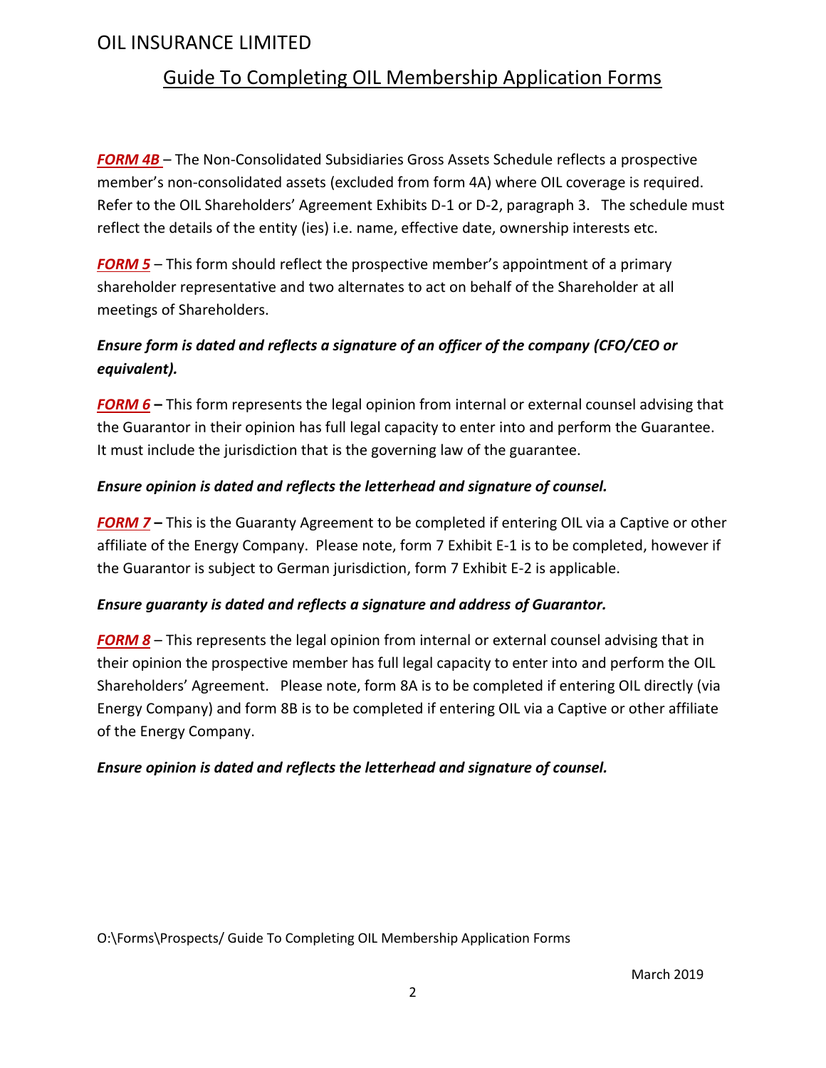# OIL INSURANCE LIMITED

## Guide To Completing OIL Membership Application Forms

***FORM 4B*** – The Non-Consolidated Subsidiaries Gross Assets Schedule reflects a prospective member's non-consolidated assets (excluded from form 4A) where OIL coverage is required. Refer to the OIL Shareholders' Agreement Exhibits D-1 or D-2, paragraph 3. The schedule must reflect the details of the entity (ies) i.e. name, effective date, ownership interests etc.

***FORM 5*** – This form should reflect the prospective member's appointment of a primary shareholder representative and two alternates to act on behalf of the Shareholder at all meetings of Shareholders.

***Ensure form is dated and reflects a signature of an officer of the company (CFO/CEO or equivalent).***

***FORM 6*** **–** This form represents the legal opinion from internal or external counsel advising that the Guarantor in their opinion has full legal capacity to enter into and perform the Guarantee. It must include the jurisdiction that is the governing law of the guarantee.

***Ensure opinion is dated and reflects the letterhead and signature of counsel.***

***FORM 7*** **–** This is the Guaranty Agreement to be completed if entering OIL via a Captive or other affiliate of the Energy Company. Please note, form 7 Exhibit E-1 is to be completed, however if the Guarantor is subject to German jurisdiction, form 7 Exhibit E-2 is applicable.

***Ensure guaranty is dated and reflects a signature and address of Guarantor.***

***FORM 8*** – This represents the legal opinion from internal or external counsel advising that in their opinion the prospective member has full legal capacity to enter into and perform the OIL Shareholders' Agreement. Please note, form 8A is to be completed if entering OIL directly (via Energy Company) and form 8B is to be completed if entering OIL via a Captive or other affiliate of the Energy Company.

***Ensure opinion is dated and reflects the letterhead and signature of counsel.***

O:\Forms\Prospects/ Guide To Completing OIL Membership Application Forms

March 2019